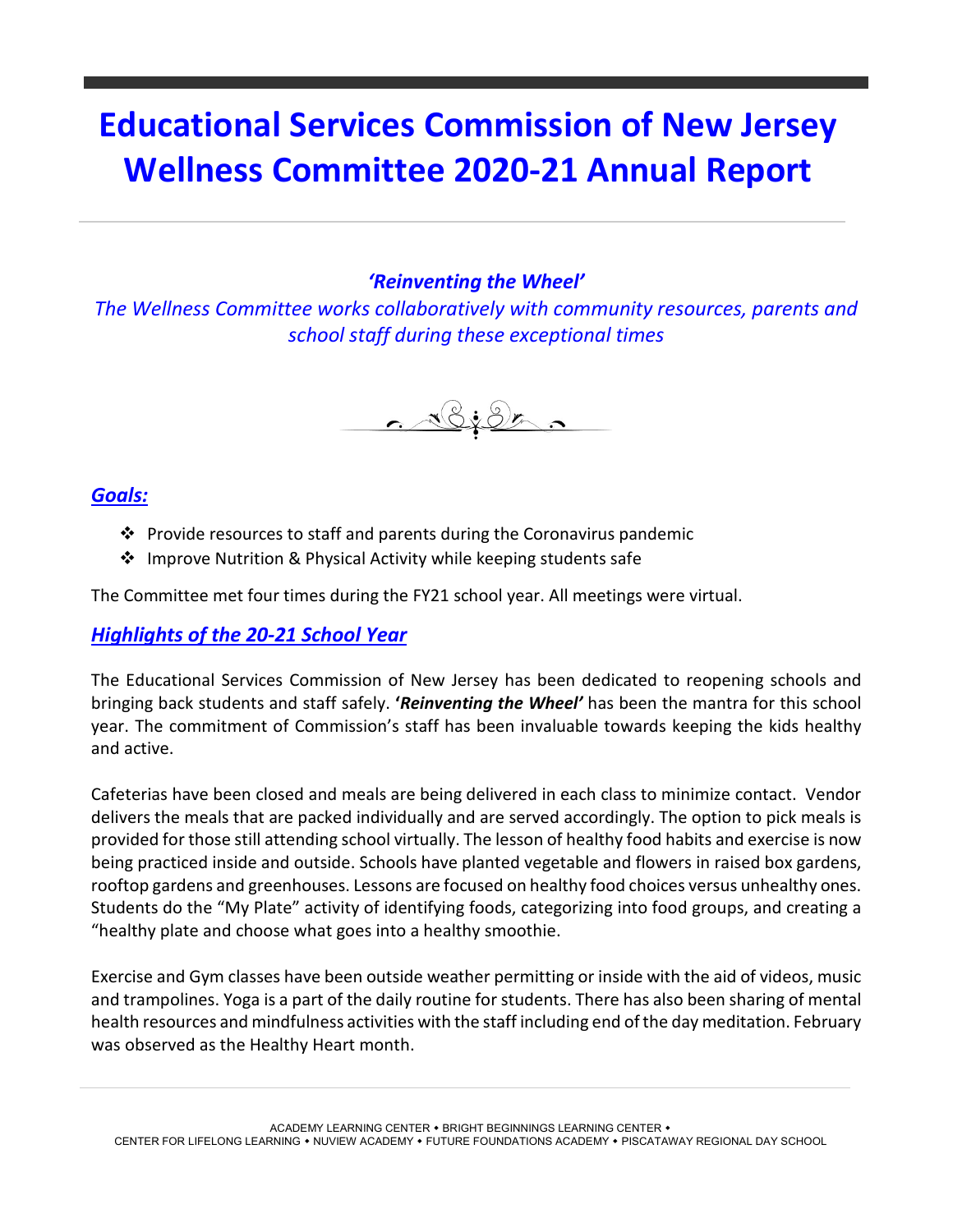# Educational Services Commission of New Jersey Wellness Committee 2020-21 Annual Report

***'Reinventing the Wheel'***

*The Wellness Committee works collaboratively with community resources, parents and school staff during these exceptional times*

## *Goals:*

- Provide resources to staff and parents during the Coronavirus pandemic
- Improve Nutrition & Physical Activity while keeping students safe

The Committee met four times during the FY21 school year. All meetings were virtual.

## *Highlights of the 20-21 School Year*

The Educational Services Commission of New Jersey has been dedicated to reopening schools and bringing back students and staff safely. **'*Reinventing the Wheel'*** has been the mantra for this school year. The commitment of Commission's staff has been invaluable towards keeping the kids healthy and active.

Cafeterias have been closed and meals are being delivered in each class to minimize contact. Vendor delivers the meals that are packed individually and are served accordingly. The option to pick meals is provided for those still attending school virtually. The lesson of healthy food habits and exercise is now being practiced inside and outside. Schools have planted vegetable and flowers in raised box gardens, rooftop gardens and greenhouses. Lessons are focused on healthy food choices versus unhealthy ones. Students do the "My Plate" activity of identifying foods, categorizing into food groups, and creating a "healthy plate and choose what goes into a healthy smoothie.

Exercise and Gym classes have been outside weather permitting or inside with the aid of videos, music and trampolines. Yoga is a part of the daily routine for students. There has also been sharing of mental health resources and mindfulness activities with the staff including end of the day meditation. February was observed as the Healthy Heart month.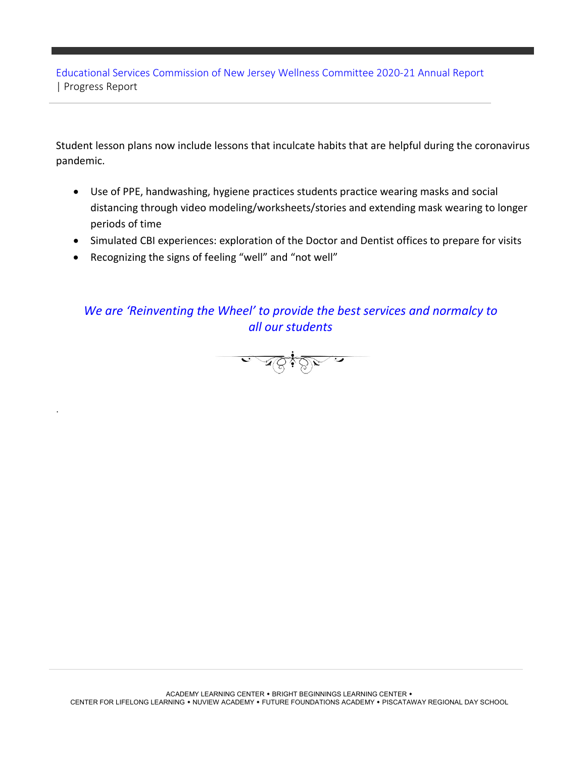Student lesson plans now include lessons that inculcate habits that are helpful during the coronavirus pandemic.

- Use of PPE, handwashing, hygiene practices students practice wearing masks and social distancing through video modeling/worksheets/stories and extending mask wearing to longer periods of time
- Simulated CBI experiences: exploration of the Doctor and Dentist offices to prepare for visits
- Recognizing the signs of feeling "well" and "not well"

*We are 'Reinventing the Wheel' to provide the best services and normalcy to all our students*